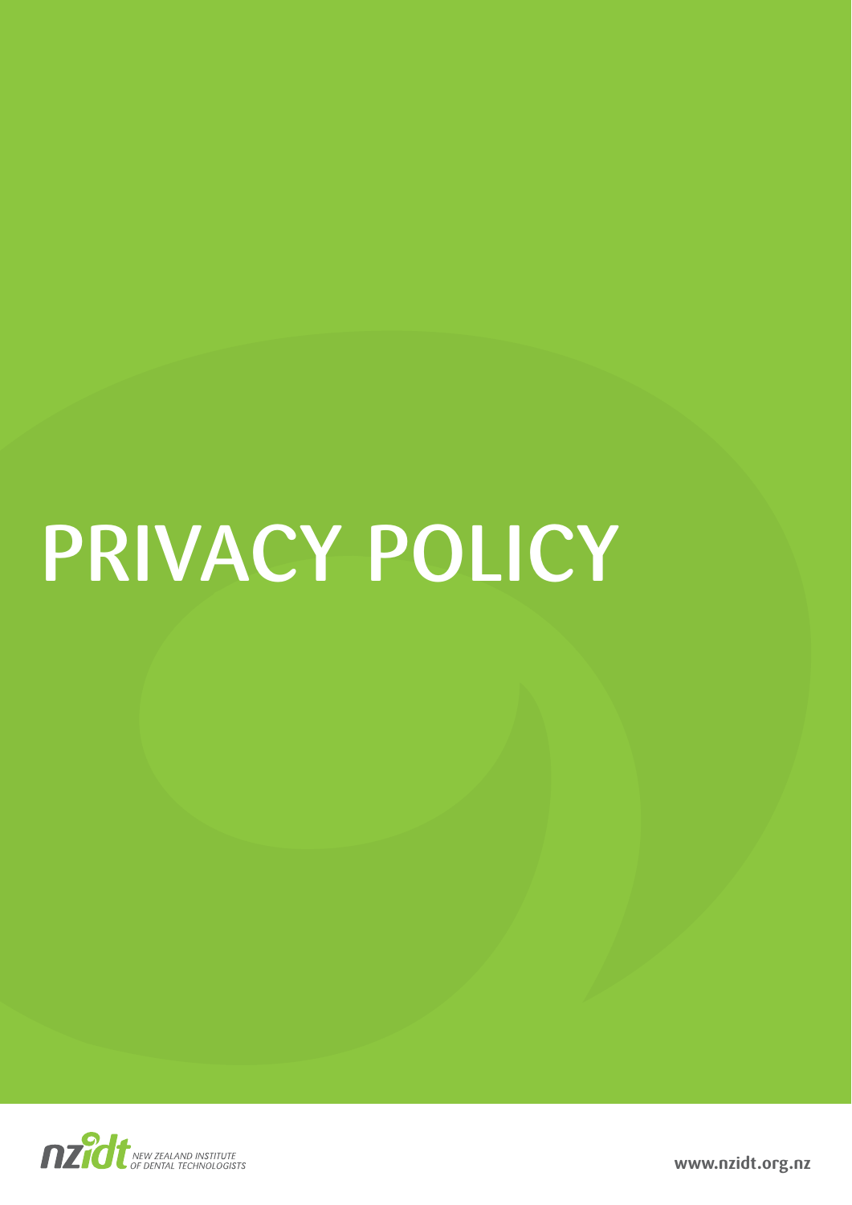# PRIVACY POLICY

nzidt NEW ZEALAND INSTITUTE OF DENTAL TECHNOLOGISTS

www.nzidt.org.nz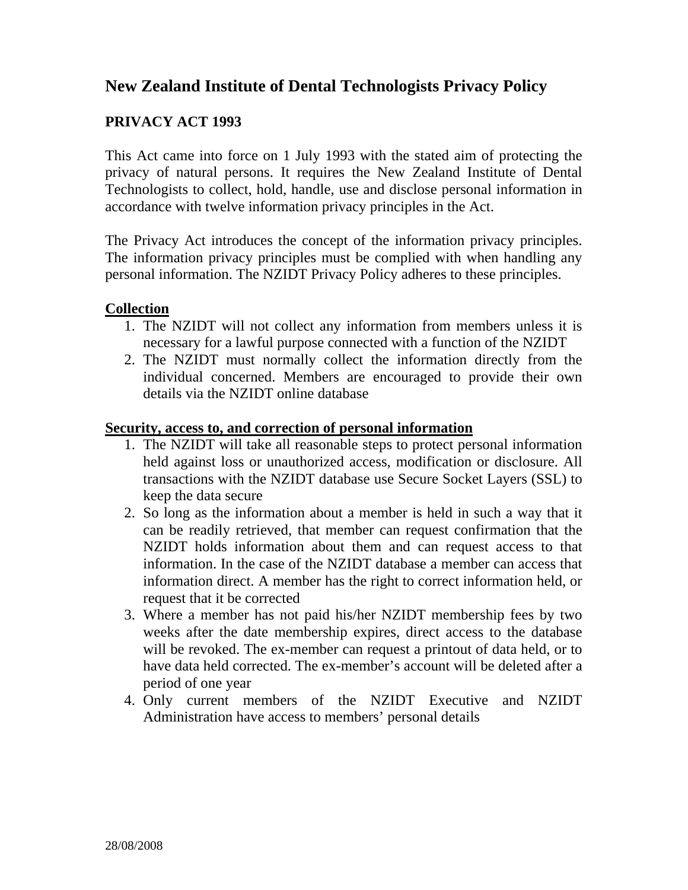# New Zealand Institute of Dental Technologists Privacy Policy

## PRIVACY ACT 1993

This Act came into force on 1 July 1993 with the stated aim of protecting the privacy of natural persons. It requires the New Zealand Institute of Dental Technologists to collect, hold, handle, use and disclose personal information in accordance with twelve information privacy principles in the Act.

The Privacy Act introduces the concept of the information privacy principles. The information privacy principles must be complied with when handling any personal information. The NZIDT Privacy Policy adheres to these principles.

### Collection

1. The NZIDT will not collect any information from members unless it is necessary for a lawful purpose connected with a function of the NZIDT
2. The NZIDT must normally collect the information directly from the individual concerned. Members are encouraged to provide their own details via the NZIDT online database

### Security, access to, and correction of personal information

1. The NZIDT will take all reasonable steps to protect personal information held against loss or unauthorized access, modification or disclosure. All transactions with the NZIDT database use Secure Socket Layers (SSL) to keep the data secure
2. So long as the information about a member is held in such a way that it can be readily retrieved, that member can request confirmation that the NZIDT holds information about them and can request access to that information. In the case of the NZIDT database a member can access that information direct. A member has the right to correct information held, or request that it be corrected
3. Where a member has not paid his/her NZIDT membership fees by two weeks after the date membership expires, direct access to the database will be revoked. The ex-member can request a printout of data held, or to have data held corrected. The ex-member's account will be deleted after a period of one year
4. Only current members of the NZIDT Executive and NZIDT Administration have access to members' personal details

28/08/2008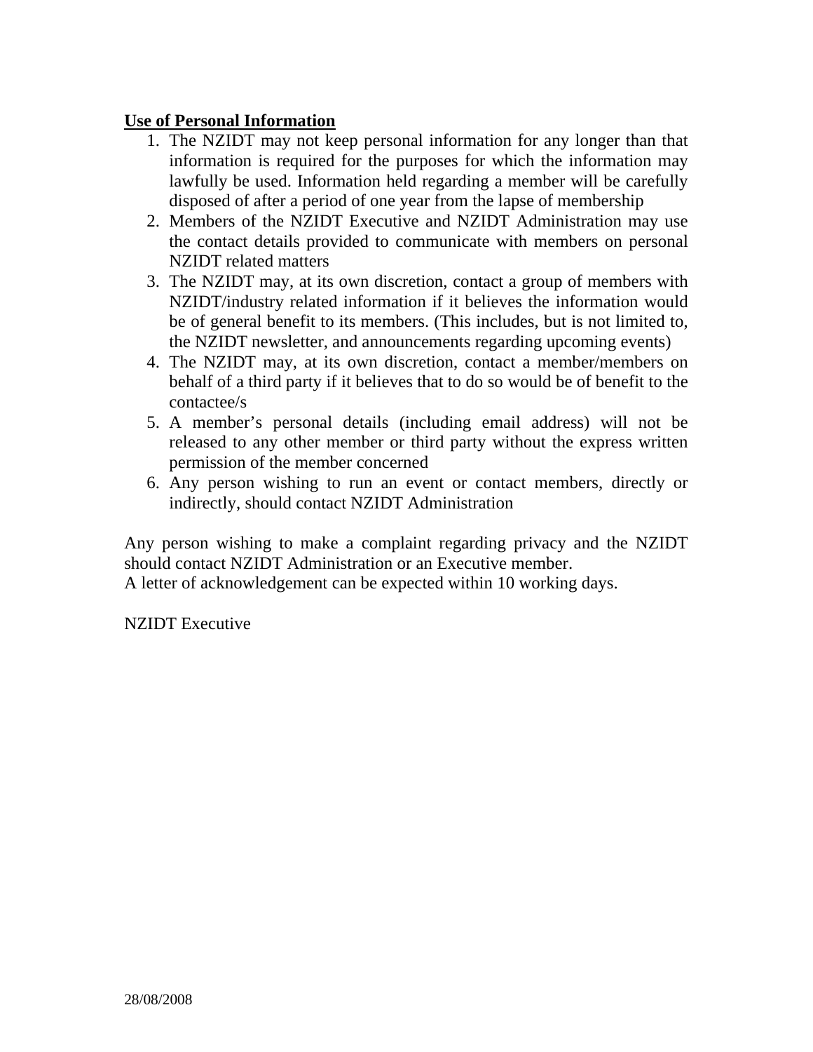**Use of Personal Information**

1. The NZIDT may not keep personal information for any longer than that information is required for the purposes for which the information may lawfully be used. Information held regarding a member will be carefully disposed of after a period of one year from the lapse of membership
2. Members of the NZIDT Executive and NZIDT Administration may use the contact details provided to communicate with members on personal NZIDT related matters
3. The NZIDT may, at its own discretion, contact a group of members with NZIDT/industry related information if it believes the information would be of general benefit to its members. (This includes, but is not limited to, the NZIDT newsletter, and announcements regarding upcoming events)
4. The NZIDT may, at its own discretion, contact a member/members on behalf of a third party if it believes that to do so would be of benefit to the contactee/s
5. A member's personal details (including email address) will not be released to any other member or third party without the express written permission of the member concerned
6. Any person wishing to run an event or contact members, directly or indirectly, should contact NZIDT Administration

Any person wishing to make a complaint regarding privacy and the NZIDT should contact NZIDT Administration or an Executive member.
A letter of acknowledgement can be expected within 10 working days.

NZIDT Executive

28/08/2008